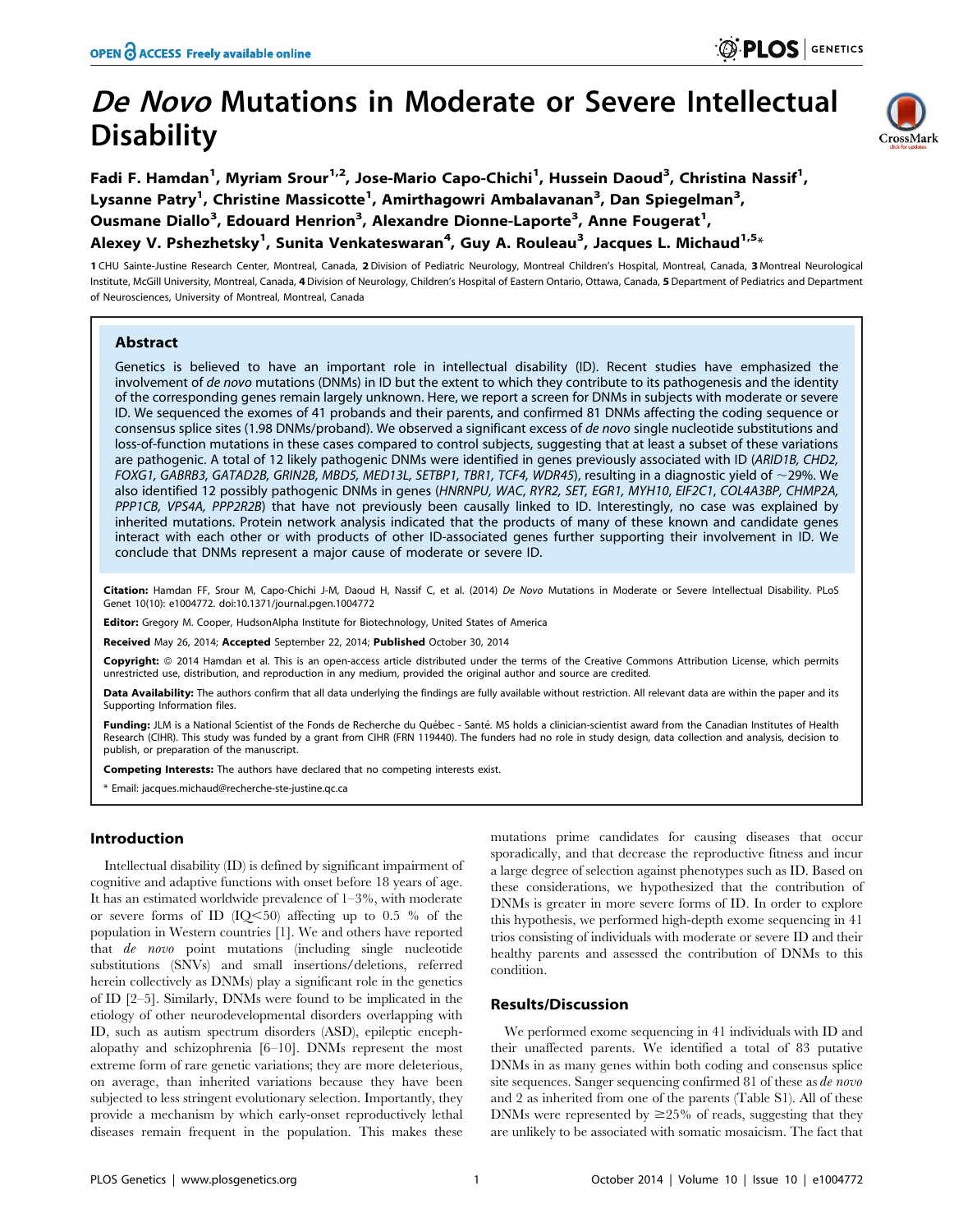# *De Novo* Mutations in Moderate or Severe Intellectual Disability

Fadi F. Hamdan[1], Myriam Srour[1,2], Jose-Mario Capo-Chichi[1], Hussein Daoud[3], Christina Nassif[1], Lysanne Patry[1], Christine Massicotte[1], Amirthagowri Ambalavanan[3], Dan Spiegelman[3], Ousmane Diallo[3], Edouard Henrion[3], Alexandre Dionne-Laporte[3], Anne Fougerat[1], Alexey V. Pshezhetsky[1], Sunita Venkateswaran[4], Guy A. Rouleau[3], Jacques L. Michaud[1,5]*

1 CHU Sainte-Justine Research Center, Montreal, Canada, 2 Division of Pediatric Neurology, Montreal Children's Hospital, Montreal, Canada, 3 Montreal Neurological Institute, McGill University, Montreal, Canada, 4 Division of Neurology, Children's Hospital of Eastern Ontario, Ottawa, Canada, 5 Department of Pediatrics and Department of Neurosciences, University of Montreal, Montreal, Canada

## Abstract

Genetics is believed to have an important role in intellectual disability (ID). Recent studies have emphasized the involvement of *de novo* mutations (DNMs) in ID but the extent to which they contribute to its pathogenesis and the identity of the corresponding genes remain largely unknown. Here, we report a screen for DNMs in subjects with moderate or severe ID. We sequenced the exomes of 41 probands and their parents, and confirmed 81 DNMs affecting the coding sequence or consensus splice sites (1.98 DNMs/proband). We observed a significant excess of *de novo* single nucleotide substitutions and loss-of-function mutations in these cases compared to control subjects, suggesting that at least a subset of these variations are pathogenic. A total of 12 likely pathogenic DNMs were identified in genes previously associated with ID (*ARID1B, CHD2, FOXG1, GABRB3, GATAD2B, GRIN2B, MBD5, MED13L, SETBP1, TBR1, TCF4, WDR45*), resulting in a diagnostic yield of ~29%. We also identified 12 possibly pathogenic DNMs in genes (*HNRNPU, WAC, RYR2, SET, EGR1, MYH10, EIF2C1, COL4A3BP, CHMP2A, PPP1CB, VPS4A, PPP2R2B*) that have not previously been causally linked to ID. Interestingly, no case was explained by inherited mutations. Protein network analysis indicated that the products of many of these known and candidate genes interact with each other or with products of other ID-associated genes further supporting their involvement in ID. We conclude that DNMs represent a major cause of moderate or severe ID.

**Citation:** Hamdan FF, Srour M, Capo-Chichi J-M, Daoud H, Nassif C, et al. (2014) *De Novo* Mutations in Moderate or Severe Intellectual Disability. PLoS Genet 10(10): e1004772. doi:10.1371/journal.pgen.1004772

**Editor:** Gregory M. Cooper, HudsonAlpha Institute for Biotechnology, United States of America

**Received** May 26, 2014; **Accepted** September 22, 2014; **Published** October 30, 2014

**Copyright:** © 2014 Hamdan et al. This is an open-access article distributed under the terms of the Creative Commons Attribution License, which permits unrestricted use, distribution, and reproduction in any medium, provided the original author and source are credited.

**Data Availability:** The authors confirm that all data underlying the findings are fully available without restriction. All relevant data are within the paper and its Supporting Information files.

**Funding:** JLM is a National Scientist of the Fonds de Recherche du Québec - Santé. MS holds a clinician-scientist award from the Canadian Institutes of Health Research (CIHR). This study was funded by a grant from CIHR (FRN 119440). The funders had no role in study design, data collection and analysis, decision to publish, or preparation of the manuscript.

**Competing Interests:** The authors have declared that no competing interests exist.

\* Email: jacques.michaud@recherche-ste-justine.qc.ca

## Introduction

Intellectual disability (ID) is defined by significant impairment of cognitive and adaptive functions with onset before 18 years of age. It has an estimated worldwide prevalence of 1–3%, with moderate or severe forms of ID (IQ<50) affecting up to 0.5 % of the population in Western countries [1]. We and others have reported that *de novo* point mutations (including single nucleotide substitutions (SNVs) and small insertions/deletions, referred herein collectively as DNMs) play a significant role in the genetics of ID [2–5]. Similarly, DNMs were found to be implicated in the etiology of other neurodevelopmental disorders overlapping with ID, such as autism spectrum disorders (ASD), epileptic encephalopathy and schizophrenia [6–10]. DNMs represent the most extreme form of rare genetic variations; they are more deleterious, on average, than inherited variations because they have been subjected to less stringent evolutionary selection. Importantly, they provide a mechanism by which early-onset reproductively lethal diseases remain frequent in the population. This makes these mutations prime candidates for causing diseases that occur sporadically, and that decrease the reproductive fitness and incur a large degree of selection against phenotypes such as ID. Based on these considerations, we hypothesized that the contribution of DNMs is greater in more severe forms of ID. In order to explore this hypothesis, we performed high-depth exome sequencing in 41 trios consisting of individuals with moderate or severe ID and their healthy parents and assessed the contribution of DNMs to this condition.

## Results/Discussion

We performed exome sequencing in 41 individuals with ID and their unaffected parents. We identified a total of 83 putative DNMs in as many genes within both coding and consensus splice site sequences. Sanger sequencing confirmed 81 of these as *de novo* and 2 as inherited from one of the parents (Table S1). All of these DNMs were represented by ≥25% of reads, suggesting that they are unlikely to be associated with somatic mosaicism. The fact that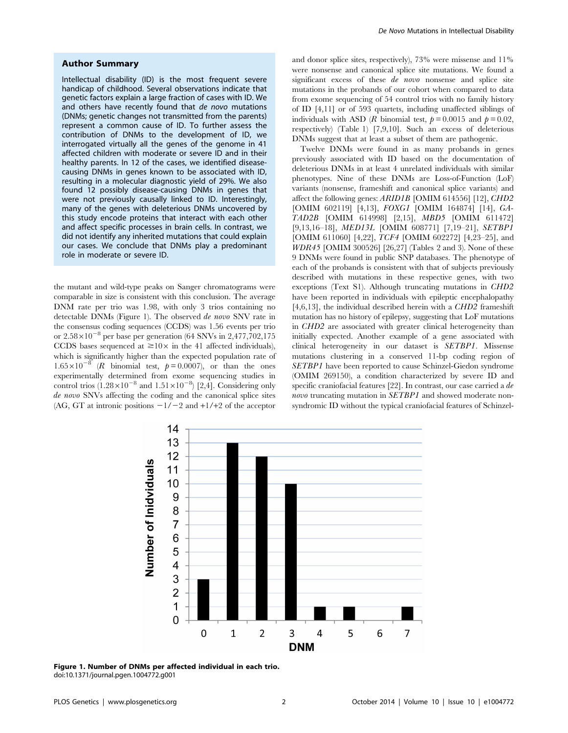## Author Summary

Intellectual disability (ID) is the most frequent severe handicap of childhood. Several observations indicate that genetic factors explain a large fraction of cases with ID. We and others have recently found that *de novo* mutations (DNMs; genetic changes not transmitted from the parents) represent a common cause of ID. To further assess the contribution of DNMs to the development of ID, we interrogated virtually all the genes of the genome in 41 affected children with moderate or severe ID and in their healthy parents. In 12 of the cases, we identified disease-causing DNMs in genes known to be associated with ID, resulting in a molecular diagnostic yield of 29%. We also found 12 possibly disease-causing DNMs in genes that were not previously causally linked to ID. Interestingly, many of the genes with deleterious DNMs uncovered by this study encode proteins that interact with each other and affect specific processes in brain cells. In contrast, we did not identify any inherited mutations that could explain our cases. We conclude that DNMs play a predominant role in moderate or severe ID.

the mutant and wild-type peaks on Sanger chromatograms were comparable in size is consistent with this conclusion. The average DNM rate per trio was 1.98, with only 3 trios containing no detectable DNMs (Figure 1). The observed *de novo* SNV rate in the consensus coding sequences (CCDS) was 1.56 events per trio or $2.58\times10^{-8}$ per base per generation (64 SNVs in 2,477,702,175 CCDS bases sequenced at $\geq$10$\times$ in the 41 affected individuals), which is significantly higher than the expected population rate of $1.65\times10^{-8}$ (*R* binomial test, $p = 0.0007$), or than the ones experimentally determined from exome sequencing studies in control trios ($1.28\times10^{-8}$ and $1.51\times10^{-8}$) [2,4]. Considering only *de novo* SNVs affecting the coding and the canonical splice sites (AG, GT at intronic positions $-1/-2$ and $+1/+2$ of the acceptor and donor splice sites, respectively), 73% were missense and 11% were nonsense and canonical splice site mutations. We found a significant excess of these *de novo* nonsense and splice site mutations in the probands of our cohort when compared to data from exome sequencing of 54 control trios with no family history of ID [4,11] or of 593 quartets, including unaffected siblings of individuals with ASD (*R* binomial test, $p = 0.0015$ and $p = 0.02$, respectively) (Table 1) [7,9,10]. Such an excess of deleterious DNMs suggest that at least a subset of them are pathogenic.

Twelve DNMs were found in as many probands in genes previously associated with ID based on the documentation of deleterious DNMs in at least 4 unrelated individuals with similar phenotypes. Nine of these DNMs are Loss-of-Function (LoF) variants (nonsense, frameshift and canonical splice variants) and affect the following genes: *ARID1B* [OMIM 614556] [12], *CHD2* [OMIM 602119] [4,13], *FOXG1* [OMIM 164874] [14], *GATAD2B* [OMIM 614998] [2,15], *MBD5* [OMIM 611472] [9,13,16–18], *MED13L* [OMIM 608771] [7,19–21], *SETBP1* [OMIM 611060] [4,22], *TCF4* [OMIM 602272] [4,23–25], and *WDR45* [OMIM 300526] [26,27] (Tables 2 and 3). None of these 9 DNMs were found in public SNP databases. The phenotype of each of the probands is consistent with that of subjects previously described with mutations in these respective genes, with two exceptions (Text S1). Although truncating mutations in *CHD2* have been reported in individuals with epileptic encephalopathy [4,6,13], the individual described herein with a *CHD2* frameshift mutation has no history of epilepsy, suggesting that LoF mutations in *CHD2* are associated with greater clinical heterogeneity than initially expected. Another example of a gene associated with clinical heterogeneity in our dataset is *SETBP1*. Missense mutations clustering in a conserved 11-bp coding region of *SETBP1* have been reported to cause Schinzel-Giedon syndrome (OMIM 269150), a condition characterized by severe ID and specific craniofacial features [22]. In contrast, our case carried a *de novo* truncating mutation in *SETBP1* and showed moderate non-syndromic ID without the typical craniofacial features of Schinzel-

**Figure 1. Number of DNMs per affected individual in each trio.**
doi:10.1371/journal.pgen.1004772.g001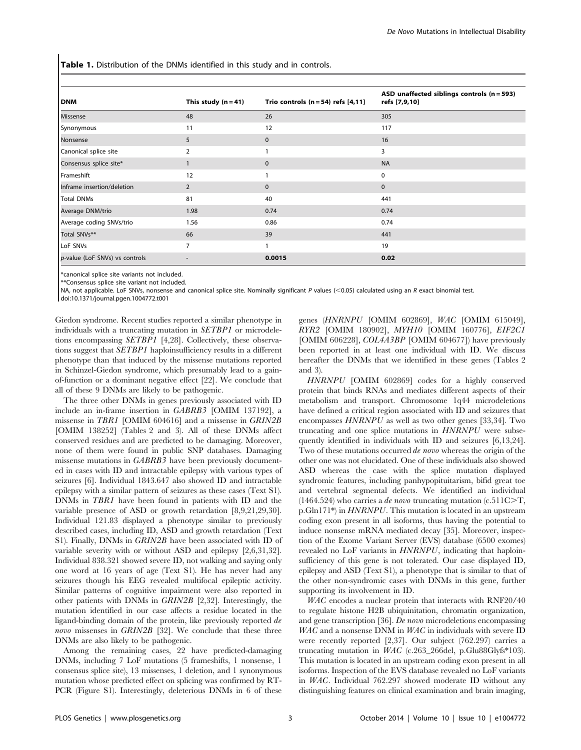**Table 1.** Distribution of the DNMs identified in this study and in controls.

| DNM | This study (n = 41) | Trio controls (n = 54) refs [4,11] | ASD unaffected siblings controls (n = 593) refs [7,9,10] |
|---|---|---|---|
| Missense | 48 | 26 | 305 |
| Synonymous | 11 | 12 | 117 |
| Nonsense | 5 | 0 | 16 |
| Canonical splice site | 2 | 1 | 3 |
| Consensus splice site* | 1 | 0 | NA |
| Frameshift | 12 | 1 | 0 |
| Inframe insertion/deletion | 2 | 0 | 0 |
| Total DNMs | 81 | 40 | 441 |
| Average DNM/trio | 1.98 | 0.74 | 0.74 |
| Average coding SNVs/trio | 1.56 | 0.86 | 0.74 |
| Total SNVs** | 66 | 39 | 441 |
| LoF SNVs | 7 | 1 | 19 |
| *p*-value (LoF SNVs) vs controls | - | **0.0015** | **0.02** |

*canonical splice site variants not included.
**Consensus splice site variant not included.
NA, not applicable. LoF SNVs, nonsense and canonical splice site. Nominally significant *P* values (<0.05) calculated using an *R* exact binomial test.
doi:10.1371/journal.pgen.1004772.t001

Giedon syndrome. Recent studies reported a similar phenotype in individuals with a truncating mutation in *SETBP1* or microdeletions encompassing *SETBP1* [4,28]. Collectively, these observations suggest that *SETBP1* haploinsufficiency results in a different phenotype than that induced by the missense mutations reported in Schinzel-Giedon syndrome, which presumably lead to a gain-of-function or a dominant negative effect [22]. We conclude that all of these 9 DNMs are likely to be pathogenic.

The three other DNMs in genes previously associated with ID include an in-frame insertion in *GABRB3* [OMIM 137192], a missense in *TBR1* [OMIM 604616] and a missense in *GRIN2B* [OMIM 138252] (Tables 2 and 3). All of these DNMs affect conserved residues and are predicted to be damaging. Moreover, none of them were found in public SNP databases. Damaging missense mutations in *GABRB3* have been previously documented in cases with ID and intractable epilepsy with various types of seizures [6]. Individual 1843.647 also showed ID and intractable epilepsy with a similar pattern of seizures as these cases (Text S1). DNMs in *TBR1* have been found in patients with ID and the variable presence of ASD or growth retardation [8,9,21,29,30]. Individual 121.83 displayed a phenotype similar to previously described cases, including ID, ASD and growth retardation (Text S1). Finally, DNMs in *GRIN2B* have been associated with ID of variable severity with or without ASD and epilepsy [2,6,31,32]. Individual 838.321 showed severe ID, not walking and saying only one word at 16 years of age (Text S1). He has never had any seizures though his EEG revealed multifocal epileptic activity. Similar patterns of cognitive impairment were also reported in other patients with DNMs in *GRIN2B* [2,32]. Interestingly, the mutation identified in our case affects a residue located in the ligand-binding domain of the protein, like previously reported *de novo* missenses in *GRIN2B* [32]. We conclude that these three DNMs are also likely to be pathogenic.

Among the remaining cases, 22 have predicted-damaging DNMs, including 7 LoF mutations (5 frameshifts, 1 nonsense, 1 consensus splice site), 13 missenses, 1 deletion, and 1 synonymous mutation whose predicted effect on splicing was confirmed by RT-PCR (Figure S1). Interestingly, deleterious DNMs in 6 of these genes (*HNRNPU* [OMIM 602869], *WAC* [OMIM 615049], *RYR2* [OMIM 180902], *MYH10* [OMIM 160776], *EIF2C1* [OMIM 606228], *COL4A3BP* [OMIM 604677]) have previously been reported in at least one individual with ID. We discuss hereafter the DNMs that we identified in these genes (Tables 2 and 3).

*HNRNPU* [OMIM 602869] codes for a highly conserved protein that binds RNAs and mediates different aspects of their metabolism and transport. Chromosome 1q44 microdeletions have defined a critical region associated with ID and seizures that encompasses *HNRNPU* as well as two other genes [33,34]. Two truncating and one splice mutations in *HNRNPU* were subsequently identified in individuals with ID and seizures [6,13,24]. Two of these mutations occurred *de novo* whereas the origin of the other one was not elucidated. One of these individuals also showed ASD whereas the case with the splice mutation displayed syndromic features, including panhypopituitarism, bifid great toe and vertebral segmental defects. We identified an individual (1464.524) who carries a *de novo* truncating mutation (c.511C>T, p.Gln171*) in *HNRNPU*. This mutation is located in an upstream coding exon present in all isoforms, thus having the potential to induce nonsense mRNA mediated decay [35]. Moreover, inspection of the Exome Variant Server (EVS) database (6500 exomes) revealed no LoF variants in *HNRNPU*, indicating that haploinsufficiency of this gene is not tolerated. Our case displayed ID, epilepsy and ASD (Text S1), a phenotype that is similar to that of the other non-syndromic cases with DNMs in this gene, further supporting its involvement in ID.

*WAC* encodes a nuclear protein that interacts with RNF20/40 to regulate histone H2B ubiquinitation, chromatin organization, and gene transcription [36]. *De novo* microdeletions encompassing *WAC* and a nonsense DNM in *WAC* in individuals with severe ID were recently reported [2,37]. Our subject (762.297) carries a truncating mutation in *WAC* (c.263_266del, p.Glu88Glyfs*103). This mutation is located in an upstream coding exon present in all isoforms. Inspection of the EVS database revealed no LoF variants in *WAC*. Individual 762.297 showed moderate ID without any distinguishing features on clinical examination and brain imaging,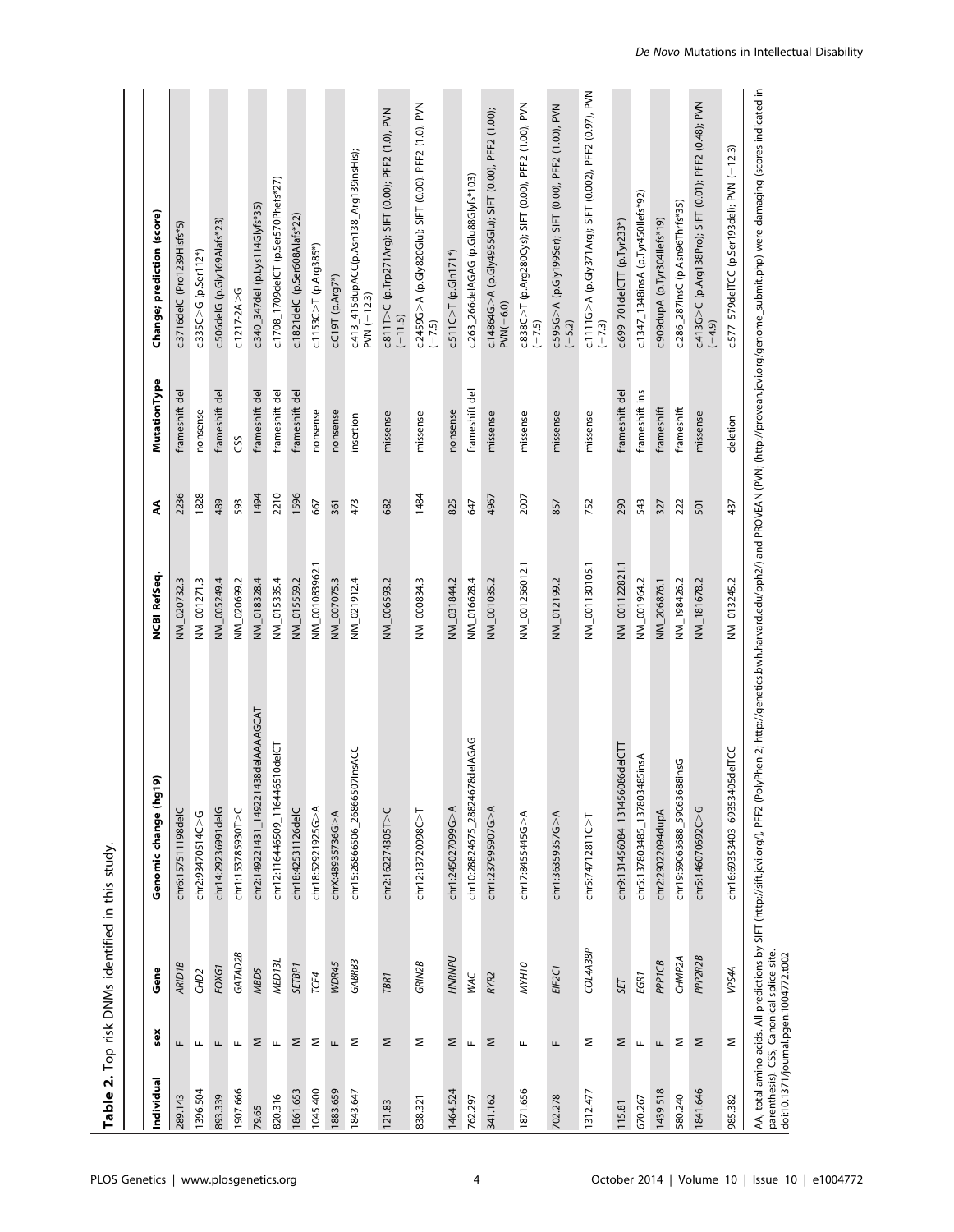**Table 2.** Top risk DNMs identified in this study.

| Individual | sex | Gene | Genomic change (hg19) | NCBI RefSeq. | AA | MutationType | Change; prediction (score) |
|---|---|---|---|---|---|---|---|
| 289.143 | F | *ARID1B* | chr6:157511198delC | NM_020732.3 | 2236 | frameshift del | c.3716delC (Pro1239Hisfs*5) |
| 1396.504 | F | *CHD2* | chr2:93470514C>G | NM_001271.3 | 1828 | nonsense | c.335C>G (p.Ser112*) |
| 893.339 | F | *FOXG1* | chr14:29236991delG | NM_005249.4 | 489 | frameshift del | c.506delG (p.Gly169Alafs*23) |
| 1907.666 | F | *GATAD2B* | chr1:153785930T>C | NM_020699.2 | 593 | CSS | c.1217-2A>G |
| 79.65 | M | *MBD5* | chr2:149221431_149221438delAAAAGCAT | NM_018328.4 | 1494 | frameshift del | c.340_347del (p.Lys114Glyfs*35) |
| 820.316 | F | *MED13L* | chr12:116446509_116446510delCT | NM_015335.4 | 2210 | frameshift del | c.1708_1709delCT (p.Ser570Phefs*27) |
| 1861.653 | M | *SETBP1* | chr18:42531126delC | NM_015559.2 | 1596 | frameshift del | c.1821delC (p.Ser608Alafs*22) |
| 1045.400 | M | *TCF4* | chr18:52921925G>A | NM_001083962.1 | 667 | nonsense | c.1153C>T (p.Arg385*) |
| 1883.659 | F | *WDR45* | chrX:48935736G>A | NM_007075.3 | 361 | nonsense | c.C19T (p.Arg7*) |
| 1843.647 | M | *GABRB3* | chr15:26866506_26866507insACC | NM_021912.4 | 473 | insertion | c.413_415dupACC(p.Asn138_Arg139insHis); PVN (−12.3) |
| 121.83 | M | *TBR1* | chr2:162274305T>C | NM_006593.2 | 682 | missense | c.811T>C (p.Trp271Arg); SIFT (0.00); PFF2 (1.0), PVN (−11.5) |
| 838.321 | M | *GRIN2B* | chr12:13720098C>T | NM_000834.3 | 1484 | missense | c.2459G>A (p.Gly820Glu); SIFT (0.00). PFF2 (1.0). PVN (−7.5) |
| 1464.524 | M | *HNRNPU* | chr1:245027099G>A | NM_031844.2 | 825 | nonsense | c.511C>T (p.Gln171*) |
| 762.297 | F | *WAC* | chr10:28824675_28824678delAGAG | NM_016628.4 | 647 | frameshift del | c.263_266delAGAG (p.Glu88Glyfs*103) |
| 341.162 | M | *RYR2* | chr1:237995907G>A | NM_001035.2 | 4967 | missense | c.14864G>A (p.Gly4955Glu); SIFT (0.00), PFF2 (1.00); PVN(−6.0) |
| 1871.656 | F | *MYH10* | chr17:8455445G>A | NM_001256012.1 | 2007 | missense | c.838C>T (p.Arg280Cys); SIFT (0.00), PFF2 (1.00), PVN (−7.5) |
| 702.278 | F | *EIF2C1* | chr1:36359357G>A | NM_012199.2 | 857 | missense | c.595G>A (p.Gly199Ser); SIFT (0.00), PFF2 (1.00), PVN (−5.2) |
| 1312.477 | M | *COL4A3BP* | chr5:74712811C>T | NM_001130105.1 | 752 | missense | c.1111G>A (p.Gly371Arg); SIFT (0.002), PFF2 (0.97), PVN (−7.3) |
| 115.81 | M | *SET* | chr9:131456084_131456086delCTT | NM_001122821.1 | 290 | frameshift del | c.699_701delCTT (p.Tyr233*) |
| 670.267 | F | *EGR1* | chr5:137803485_137803485insA | NM_001964.2 | 543 | frameshift ins | c.1347_1348insA (p.Tyr450Ilefs*92) |
| 1439.518 | F | *PPP1CB* | chr2:29022094dupA | NM_206876.1 | 327 | frameshift | c.909dupA (p.Tyr304Ilefs*19) |
| 580.240 | M | *CHMP2A* | chr19:59063688_59063688insG | NM_198426.2 | 222 | frameshift | c.286_287insC (p.Asn96Thrfs*35) |
| 1841.646 | M | *PPP2R2B* | chr5:146070692C>G | NM_181678.2 | 501 | missense | c.413G>C (p.Arg138Pro); SIFT (0.01); PFF2 (0.48); PVN (−4.9) |
| 985.382 | M | *VPS4A* | chr16:69353403_69353405delTCC | NM_013245.2 | 437 | deletion | c.577_579delTCC (p.Ser193del); PVN (−12.3) |

AA, total amino acids. All predictions by SIFT (http://sift.jcvi.org/), PFF2 (PolyPhen-2; http://genetics.bwh.harvard.edu/pph2/) and PROVEAN (PVN; (http://provean.jcvi.org/genome_submit.php) were damaging (scores indicated in parenthesis). CSS, Canonical splice site.
doi:10.1371/journal.pgen.1004772.t002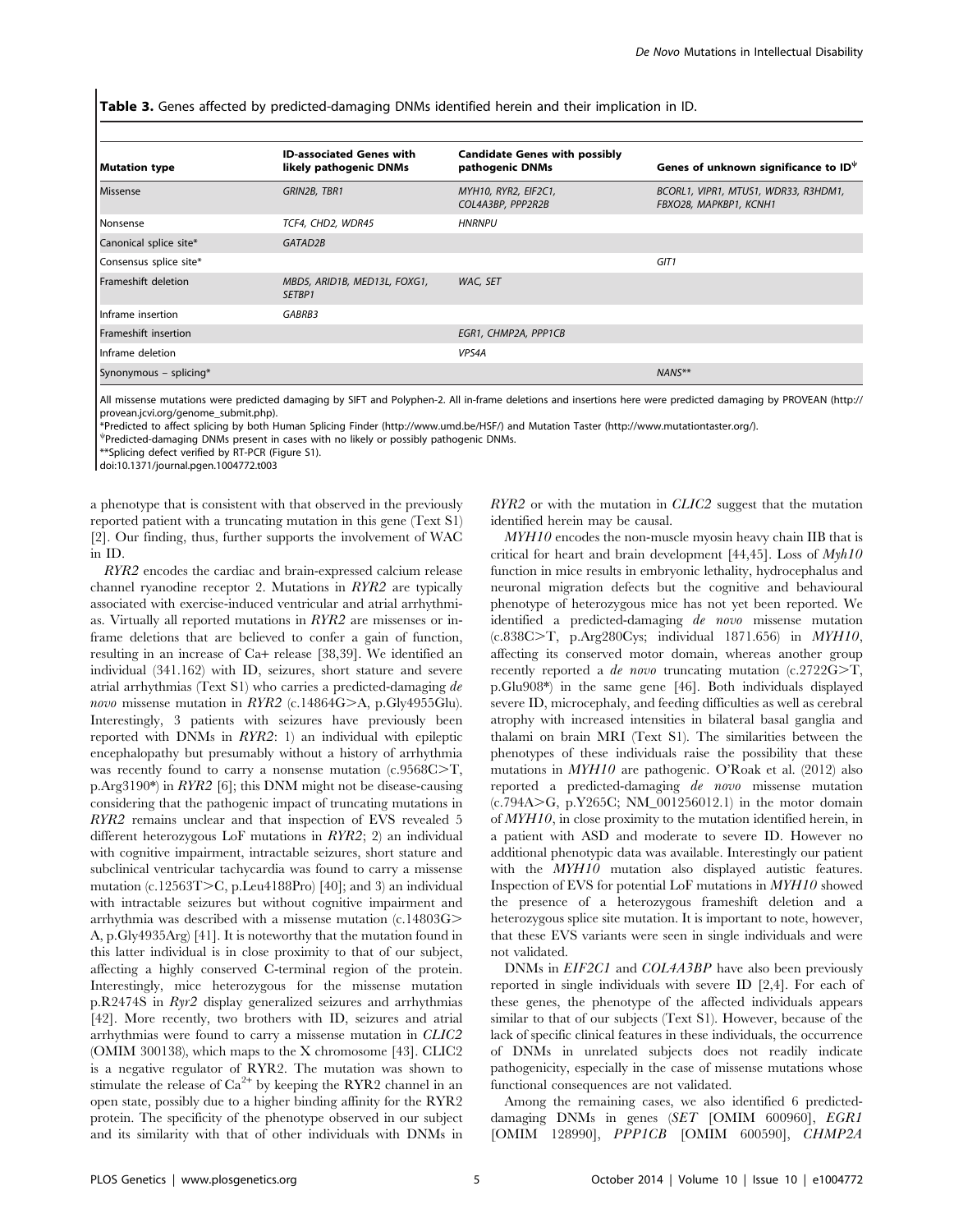**Table 3.** Genes affected by predicted-damaging DNMs identified herein and their implication in ID.

| Mutation type | ID-associated Genes with likely pathogenic DNMs | Candidate Genes with possibly pathogenic DNMs | Genes of unknown significance to ID[ψ] |
|---|---|---|---|
| Missense | *GRIN2B, TBR1* | *MYH10, RYR2, EIF2C1, COL4A3BP, PPP2R2B* | *BCORL1, VIPR1, MTUS1, WDR33, R3HDM1, FBXO28, MAPKBP1, KCNH1* |
| Nonsense | *TCF4, CHD2, WDR45* | *HNRNPU* | |
| Canonical splice site* | *GATAD2B* | | |
| Consensus splice site* | | | *GIT1* |
| Frameshift deletion | *MBD5, ARID1B, MED13L, FOXG1, SETBP1* | *WAC, SET* | |
| Inframe insertion | *GABRB3* | | |
| Frameshift insertion | | *EGR1, CHMP2A, PPP1CB* | |
| Inframe deletion | | *VPS4A* | |
| Synonymous – splicing* | | | *NANS*** |

All missense mutations were predicted damaging by SIFT and Polyphen-2. All in-frame deletions and insertions here were predicted damaging by PROVEAN (http://provean.jcvi.org/genome_submit.php).
*Predicted to affect splicing by both Human Splicing Finder (http://www.umd.be/HSF/) and Mutation Taster (http://www.mutationtaster.org/).
[ψ]Predicted-damaging DNMs present in cases with no likely or possibly pathogenic DNMs.
**Splicing defect verified by RT-PCR (Figure S1).
doi:10.1371/journal.pgen.1004772.t003

a phenotype that is consistent with that observed in the previously reported patient with a truncating mutation in this gene (Text S1) [2]. Our finding, thus, further supports the involvement of WAC in ID.

*RYR2* encodes the cardiac and brain-expressed calcium release channel ryanodine receptor 2. Mutations in *RYR2* are typically associated with exercise-induced ventricular and atrial arrhythmias. Virtually all reported mutations in *RYR2* are missenses or in-frame deletions that are believed to confer a gain of function, resulting in an increase of Ca+ release [38,39]. We identified an individual (341.162) with ID, seizures, short stature and severe atrial arrhythmias (Text S1) who carries a predicted-damaging *de novo* missense mutation in *RYR2* (c.14864G>A, p.Gly4955Glu). Interestingly, 3 patients with seizures have previously been reported with DNMs in *RYR2*: 1) an individual with epileptic encephalopathy but presumably without a history of arrhythmia was recently found to carry a nonsense mutation (c.9568C>T, p.Arg3190*) in *RYR2* [6]; this DNM might not be disease-causing considering that the pathogenic impact of truncating mutations in *RYR2* remains unclear and that inspection of EVS revealed 5 different heterozygous LoF mutations in *RYR2*; 2) an individual with cognitive impairment, intractable seizures, short stature and subclinical ventricular tachycardia was found to carry a missense mutation (c.12563T>C, p.Leu4188Pro) [40]; and 3) an individual with intractable seizures but without cognitive impairment and arrhythmia was described with a missense mutation (c.14803G>A, p.Gly4935Arg) [41]. It is noteworthy that the mutation found in this latter individual is in close proximity to that of our subject, affecting a highly conserved C-terminal region of the protein. Interestingly, mice heterozygous for the missense mutation p.R2474S in *Ryr2* display generalized seizures and arrhythmias [42]. More recently, two brothers with ID, seizures and atrial arrhythmias were found to carry a missense mutation in *CLIC2* (OMIM 300138), which maps to the X chromosome [43]. CLIC2 is a negative regulator of RYR2. The mutation was shown to stimulate the release of $Ca^{2+}$ by keeping the RYR2 channel in an open state, possibly due to a higher binding affinity for the RYR2 protein. The specificity of the phenotype observed in our subject and its similarity with that of other individuals with DNMs in *RYR2* or with the mutation in *CLIC2* suggest that the mutation identified herein may be causal.

*MYH10* encodes the non-muscle myosin heavy chain IIB that is critical for heart and brain development [44,45]. Loss of *Myh10* function in mice results in embryonic lethality, hydrocephalus and neuronal migration defects but the cognitive and behavioural phenotype of heterozygous mice has not yet been reported. We identified a predicted-damaging *de novo* missense mutation (c.838C>T, p.Arg280Cys; individual 1871.656) in *MYH10*, affecting its conserved motor domain, whereas another group recently reported a *de novo* truncating mutation (c.2722G>T, p.Glu908*) in the same gene [46]. Both individuals displayed severe ID, microcephaly, and feeding difficulties as well as cerebral atrophy with increased intensities in bilateral basal ganglia and thalami on brain MRI (Text S1). The similarities between the phenotypes of these individuals raise the possibility that these mutations in *MYH10* are pathogenic. O'Roak et al. (2012) also reported a predicted-damaging *de novo* missense mutation (c.794A>G, p.Y265C; NM_001256012.1) in the motor domain of *MYH10*, in close proximity to the mutation identified herein, in a patient with ASD and moderate to severe ID. However no additional phenotypic data was available. Interestingly our patient with the *MYH10* mutation also displayed autistic features. Inspection of EVS for potential LoF mutations in *MYH10* showed the presence of a heterozygous frameshift deletion and a heterozygous splice site mutation. It is important to note, however, that these EVS variants were seen in single individuals and were not validated.

DNMs in *EIF2C1* and *COL4A3BP* have also been previously reported in single individuals with severe ID [2,4]. For each of these genes, the phenotype of the affected individuals appears similar to that of our subjects (Text S1). However, because of the lack of specific clinical features in these individuals, the occurrence of DNMs in unrelated subjects does not readily indicate pathogenicity, especially in the case of missense mutations whose functional consequences are not validated.

Among the remaining cases, we also identified 6 predicted-damaging DNMs in genes (*SET* [OMIM 600960], *EGR1* [OMIM 128990], *PPP1CB* [OMIM 600590], *CHMP2A*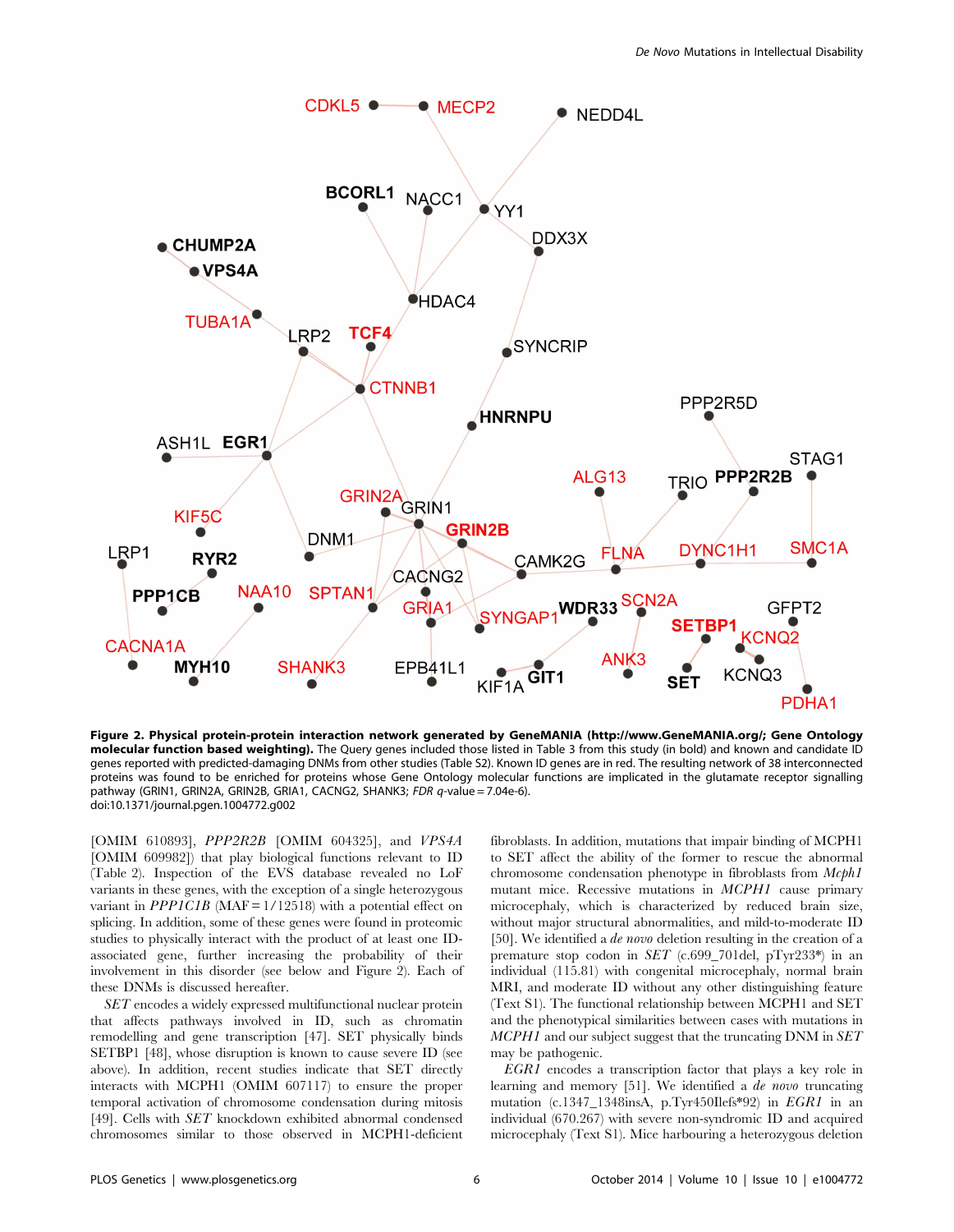**Figure 2. Physical protein-protein interaction network generated by GeneMANIA (http://www.GeneMANIA.org/; Gene Ontology molecular function based weighting).** The Query genes included those listed in Table 3 from this study (in bold) and known and candidate ID genes reported with predicted-damaging DNMs from other studies (Table S2). Known ID genes are in red. The resulting network of 38 interconnected proteins was found to be enriched for proteins whose Gene Ontology molecular functions are implicated in the glutamate receptor signalling pathway (GRIN1, GRIN2A, GRIN2B, GRIA1, CACNG2, SHANK3; *FDR q*-value = 7.04e-6).
doi:10.1371/journal.pgen.1004772.g002

[OMIM 610893], *PPP2R2B* [OMIM 604325], and *VPS4A* [OMIM 609982]) that play biological functions relevant to ID (Table 2). Inspection of the EVS database revealed no LoF variants in these genes, with the exception of a single heterozygous variant in *PPP1C1B* (MAF = 1/12518) with a potential effect on splicing. In addition, some of these genes were found in proteomic studies to physically interact with the product of at least one ID-associated gene, further increasing the probability of their involvement in this disorder (see below and Figure 2). Each of these DNMs is discussed hereafter.

*SET* encodes a widely expressed multifunctional nuclear protein that affects pathways involved in ID, such as chromatin remodelling and gene transcription [47]. SET physically binds SETBP1 [48], whose disruption is known to cause severe ID (see above). In addition, recent studies indicate that SET directly interacts with MCPH1 (OMIM 607117) to ensure the proper temporal activation of chromosome condensation during mitosis [49]. Cells with *SET* knockdown exhibited abnormal condensed chromosomes similar to those observed in MCPH1-deficient fibroblasts. In addition, mutations that impair binding of MCPH1 to SET affect the ability of the former to rescue the abnormal chromosome condensation phenotype in fibroblasts from *Mcph1* mutant mice. Recessive mutations in *MCPH1* cause primary microcephaly, which is characterized by reduced brain size, without major structural abnormalities, and mild-to-moderate ID [50]. We identified a *de novo* deletion resulting in the creation of a premature stop codon in *SET* (c.699_701del, pTyr233*) in an individual (115.81) with congenital microcephaly, normal brain MRI, and moderate ID without any other distinguishing feature (Text S1). The functional relationship between MCPH1 and SET and the phenotypical similarities between cases with mutations in *MCPH1* and our subject suggest that the truncating DNM in *SET* may be pathogenic.

*EGR1* encodes a transcription factor that plays a key role in learning and memory [51]. We identified a *de novo* truncating mutation (c.1347_1348insA, p.Tyr450Ilefs*92) in *EGR1* in an individual (670.267) with severe non-syndromic ID and acquired microcephaly (Text S1). Mice harbouring a heterozygous deletion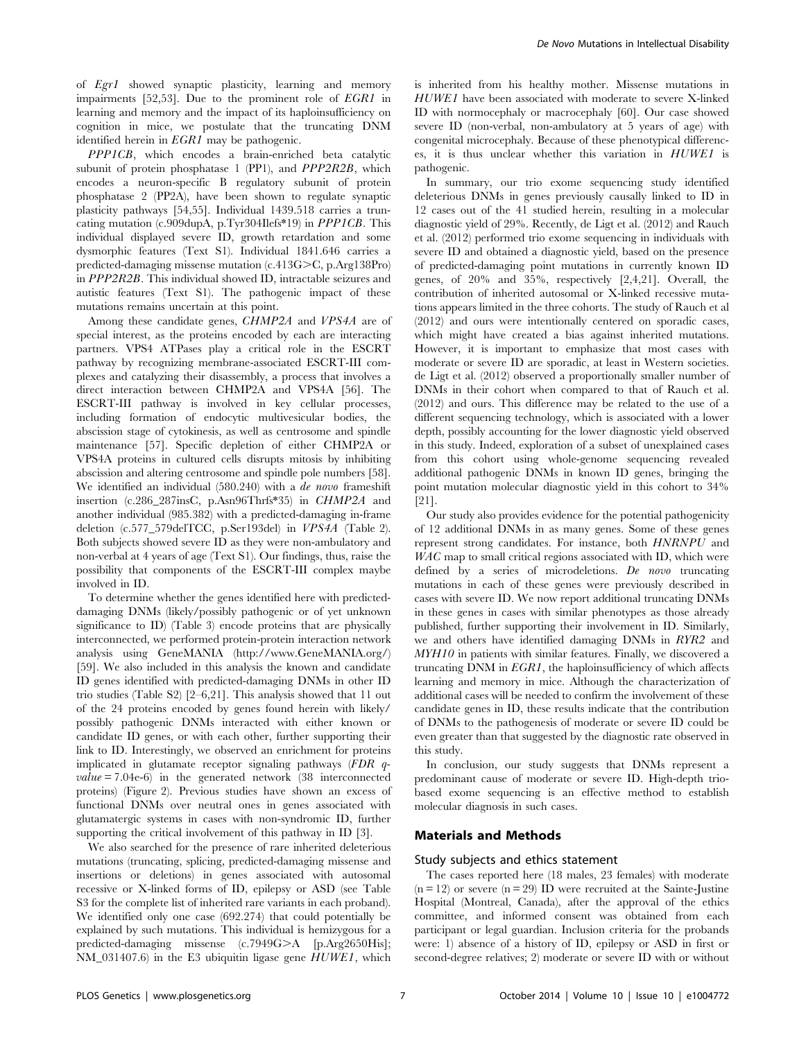of *Egr1* showed synaptic plasticity, learning and memory impairments [52,53]. Due to the prominent role of *EGR1* in learning and memory and the impact of its haploinsufficiency on cognition in mice, we postulate that the truncating DNM identified herein in *EGR1* may be pathogenic.

*PPP1CB*, which encodes a brain-enriched beta catalytic subunit of protein phosphatase 1 (PP1), and *PPP2R2B*, which encodes a neuron-specific B regulatory subunit of protein phosphatase 2 (PP2A), have been shown to regulate synaptic plasticity pathways [54,55]. Individual 1439.518 carries a truncating mutation (c.909dupA, p.Tyr304Ilefs*19) in *PPP1CB*. This individual displayed severe ID, growth retardation and some dysmorphic features (Text S1). Individual 1841.646 carries a predicted-damaging missense mutation (c.413G>C, p.Arg138Pro) in *PPP2R2B*. This individual showed ID, intractable seizures and autistic features (Text S1). The pathogenic impact of these mutations remains uncertain at this point.

Among these candidate genes, *CHMP2A* and *VPS4A* are of special interest, as the proteins encoded by each are interacting partners. VPS4 ATPases play a critical role in the ESCRT pathway by recognizing membrane-associated ESCRT-III complexes and catalyzing their disassembly, a process that involves a direct interaction between CHMP2A and VPS4A [56]. The ESCRT-III pathway is involved in key cellular processes, including formation of endocytic multivesicular bodies, the abscission stage of cytokinesis, as well as centrosome and spindle maintenance [57]. Specific depletion of either CHMP2A or VPS4A proteins in cultured cells disrupts mitosis by inhibiting abscission and altering centrosome and spindle pole numbers [58]. We identified an individual (580.240) with a *de novo* frameshift insertion (c.286_287insC, p.Asn96Thrfs*35) in *CHMP2A* and another individual (985.382) with a predicted-damaging in-frame deletion (c.577_579delTCC, p.Ser193del) in *VPS4A* (Table 2). Both subjects showed severe ID as they were non-ambulatory and non-verbal at 4 years of age (Text S1). Our findings, thus, raise the possibility that components of the ESCRT-III complex maybe involved in ID.

To determine whether the genes identified here with predicted-damaging DNMs (likely/possibly pathogenic or of yet unknown significance to ID) (Table 3) encode proteins that are physically interconnected, we performed protein-protein interaction network analysis using GeneMANIA (http://www.GeneMANIA.org/) [59]. We also included in this analysis the known and candidate ID genes identified with predicted-damaging DNMs in other ID trio studies (Table S2) [2–6,21]. This analysis showed that 11 out of the 24 proteins encoded by genes found herein with likely/possibly pathogenic DNMs interacted with either known or candidate ID genes, or with each other, further supporting their link to ID. Interestingly, we observed an enrichment for proteins implicated in glutamate receptor signaling pathways (*FDR q-value* = 7.04e-6) in the generated network (38 interconnected proteins) (Figure 2). Previous studies have shown an excess of functional DNMs over neutral ones in genes associated with glutamatergic systems in cases with non-syndromic ID, further supporting the critical involvement of this pathway in ID [3].

We also searched for the presence of rare inherited deleterious mutations (truncating, splicing, predicted-damaging missense and insertions or deletions) in genes associated with autosomal recessive or X-linked forms of ID, epilepsy or ASD (see Table S3 for the complete list of inherited rare variants in each proband). We identified only one case (692.274) that could potentially be explained by such mutations. This individual is hemizygous for a predicted-damaging missense (c.7949G>A [p.Arg2650His]; NM_031407.6) in the E3 ubiquitin ligase gene *HUWE1*, which is inherited from his healthy mother. Missense mutations in *HUWE1* have been associated with moderate to severe X-linked ID with normocephaly or macrocephaly [60]. Our case showed severe ID (non-verbal, non-ambulatory at 5 years of age) with congenital microcephaly. Because of these phenotypical differences, it is thus unclear whether this variation in *HUWE1* is pathogenic.

In summary, our trio exome sequencing study identified deleterious DNMs in genes previously causally linked to ID in 12 cases out of the 41 studied herein, resulting in a molecular diagnostic yield of 29%. Recently, de Ligt et al. (2012) and Rauch et al. (2012) performed trio exome sequencing in individuals with severe ID and obtained a diagnostic yield, based on the presence of predicted-damaging point mutations in currently known ID genes, of 20% and 35%, respectively [2,4,21]. Overall, the contribution of inherited autosomal or X-linked recessive mutations appears limited in the three cohorts. The study of Rauch et al (2012) and ours were intentionally centered on sporadic cases, which might have created a bias against inherited mutations. However, it is important to emphasize that most cases with moderate or severe ID are sporadic, at least in Western societies. de Ligt et al. (2012) observed a proportionally smaller number of DNMs in their cohort when compared to that of Rauch et al. (2012) and ours. This difference may be related to the use of a different sequencing technology, which is associated with a lower depth, possibly accounting for the lower diagnostic yield observed in this study. Indeed, exploration of a subset of unexplained cases from this cohort using whole-genome sequencing revealed additional pathogenic DNMs in known ID genes, bringing the point mutation molecular diagnostic yield in this cohort to 34% [21].

Our study also provides evidence for the potential pathogenicity of 12 additional DNMs in as many genes. Some of these genes represent strong candidates. For instance, both *HNRNPU* and *WAC* map to small critical regions associated with ID, which were defined by a series of microdeletions. *De novo* truncating mutations in each of these genes were previously described in cases with severe ID. We now report additional truncating DNMs in these genes in cases with similar phenotypes as those already published, further supporting their involvement in ID. Similarly, we and others have identified damaging DNMs in *RYR2* and *MYH10* in patients with similar features. Finally, we discovered a truncating DNM in *EGR1*, the haploinsufficiency of which affects learning and memory in mice. Although the characterization of additional cases will be needed to confirm the involvement of these candidate genes in ID, these results indicate that the contribution of DNMs to the pathogenesis of moderate or severe ID could be even greater than that suggested by the diagnostic rate observed in this study.

In conclusion, our study suggests that DNMs represent a predominant cause of moderate or severe ID. High-depth trio-based exome sequencing is an effective method to establish molecular diagnosis in such cases.

## Materials and Methods

### Study subjects and ethics statement

The cases reported here (18 males, 23 females) with moderate (n = 12) or severe (n = 29) ID were recruited at the Sainte-Justine Hospital (Montreal, Canada), after the approval of the ethics committee, and informed consent was obtained from each participant or legal guardian. Inclusion criteria for the probands were: 1) absence of a history of ID, epilepsy or ASD in first or second-degree relatives; 2) moderate or severe ID with or without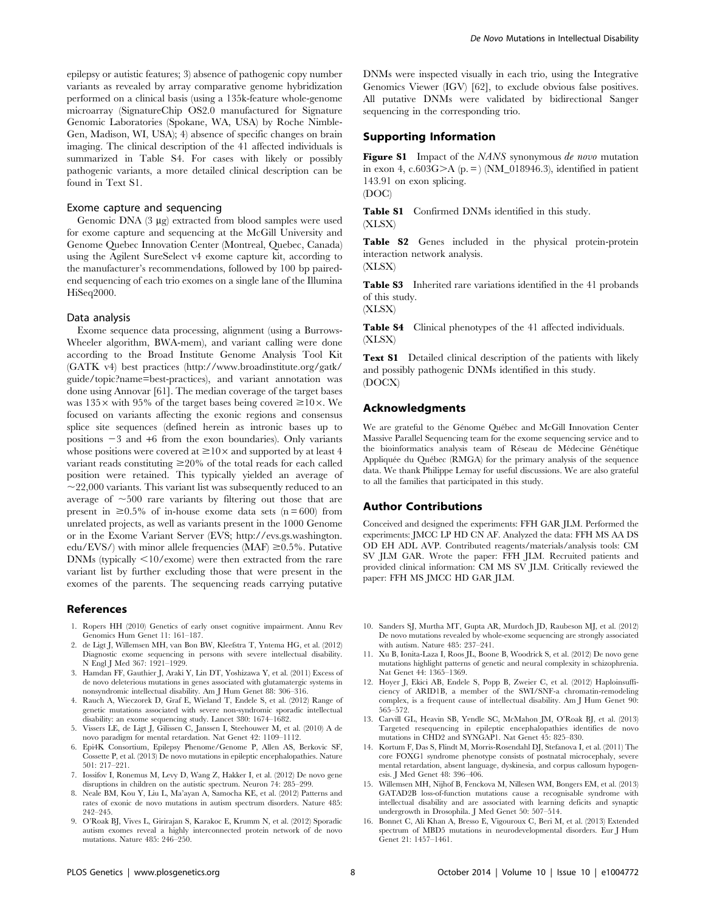epilepsy or autistic features; 3) absence of pathogenic copy number variants as revealed by array comparative genome hybridization performed on a clinical basis (using a 135k-feature whole-genome microarray (SignatureChip OS2.0 manufactured for Signature Genomic Laboratories (Spokane, WA, USA) by Roche NimbleGen, Madison, WI, USA); 4) absence of specific changes on brain imaging. The clinical description of the 41 affected individuals is summarized in Table S4. For cases with likely or possibly pathogenic variants, a more detailed clinical description can be found in Text S1.

### Exome capture and sequencing

Genomic DNA (3 μg) extracted from blood samples were used for exome capture and sequencing at the McGill University and Genome Quebec Innovation Center (Montreal, Quebec, Canada) using the Agilent SureSelect v4 exome capture kit, according to the manufacturer's recommendations, followed by 100 bp paired-end sequencing of each trio exomes on a single lane of the Illumina HiSeq2000.

### Data analysis

Exome sequence data processing, alignment (using a Burrows-Wheeler algorithm, BWA-mem), and variant calling were done according to the Broad Institute Genome Analysis Tool Kit (GATK v4) best practices (http://www.broadinstitute.org/gatk/guide/topic?name=best-practices), and variant annotation was done using Annovar [61]. The median coverage of the target bases was 135× with 95% of the target bases being covered ≥10×. We focused on variants affecting the exonic regions and consensus splice site sequences (defined herein as intronic bases up to positions −3 and +6 from the exon boundaries). Only variants whose positions were covered at ≥10× and supported by at least 4 variant reads constituting ≥20% of the total reads for each called position were retained. This typically yielded an average of ~22,000 variants. This variant list was subsequently reduced to an average of ~500 rare variants by filtering out those that are present in ≥0.5% of in-house exome data sets (n = 600) from unrelated projects, as well as variants present in the 1000 Genome or in the Exome Variant Server (EVS; http://evs.gs.washington.edu/EVS/) with minor allele frequencies (MAF) ≥0.5%. Putative DNMs (typically <10/exome) were then extracted from the rare variant list by further excluding those that were present in the exomes of the parents. The sequencing reads carrying putative DNMs were inspected visually in each trio, using the Integrative Genomics Viewer (IGV) [62], to exclude obvious false positives. All putative DNMs were validated by bidirectional Sanger sequencing in the corresponding trio.

## Supporting Information

**Figure S1** Impact of the *NANS* synonymous *de novo* mutation in exon 4, c.603G>A (p. =) (NM_018946.3), identified in patient 143.91 on exon splicing.
(DOC)

**Table S1** Confirmed DNMs identified in this study.
(XLSX)

**Table S2** Genes included in the physical protein-protein interaction network analysis.
(XLSX)

**Table S3** Inherited rare variations identified in the 41 probands of this study.
(XLSX)

**Table S4** Clinical phenotypes of the 41 affected individuals.
(XLSX)

**Text S1** Detailed clinical description of the patients with likely and possibly pathogenic DNMs identified in this study.
(DOCX)

## Acknowledgments

We are grateful to the Génome Québec and McGill Innovation Center Massive Parallel Sequencing team for the exome sequencing service and to the bioinformatics analysis team of Réseau de Médecine Génétique Appliquée du Québec (RMGA) for the primary analysis of the sequence data. We thank Philippe Lemay for useful discussions. We are also grateful to all the families that participated in this study.

## Author Contributions

Conceived and designed the experiments: FFH GAR JLM. Performed the experiments: JMCC LP HD CN AF. Analyzed the data: FFH MS AA DS OD EH ADL AVP. Contributed reagents/materials/analysis tools: CM SV JLM GAR. Wrote the paper: FFH JLM. Recruited patients and provided clinical information: CM MS SV JLM. Critically reviewed the paper: FFH MS JMCC HD GAR JLM.

## References

1. Ropers HH (2010) Genetics of early onset cognitive impairment. Annu Rev Genomics Hum Genet 11: 161–187.
2. de Ligt J, Willemsen MH, van Bon BW, Kleefstra T, Yntema HG, et al. (2012) Diagnostic exome sequencing in persons with severe intellectual disability. N Engl J Med 367: 1921–1929.
3. Hamdan FF, Gauthier J, Araki Y, Lin DT, Yoshizawa Y, et al. (2011) Excess of de novo deleterious mutations in genes associated with glutamatergic systems in nonsyndromic intellectual disability. Am J Hum Genet 88: 306–316.
4. Rauch A, Wieczorek D, Graf E, Wieland T, Endele S, et al. (2012) Range of genetic mutations associated with severe non-syndromic sporadic intellectual disability: an exome sequencing study. Lancet 380: 1674–1682.
5. Vissers LE, de Ligt J, Gilissen C, Janssen I, Steehouwer M, et al. (2010) A de novo paradigm for mental retardation. Nat Genet 42: 1109–1112.
6. Epi4K Consortium, Epilepsy Phenome/Genome P, Allen AS, Berkovic SF, Cossette P, et al. (2013) De novo mutations in epileptic encephalopathies. Nature 501: 217–221.
7. Iossifov I, Ronemus M, Levy D, Wang Z, Hakker I, et al. (2012) De novo gene disruptions in children on the autistic spectrum. Neuron 74: 285–299.
8. Neale BM, Kou Y, Liu L, Ma'ayan A, Samocha KE, et al. (2012) Patterns and rates of exonic de novo mutations in autism spectrum disorders. Nature 485: 242–245.
9. O'Roak BJ, Vives L, Girirajan S, Karakoc E, Krumm N, et al. (2012) Sporadic autism exomes reveal a highly interconnected protein network of de novo mutations. Nature 485: 246–250.
10. Sanders SJ, Murtha MT, Gupta AR, Murdoch JD, Raubeson MJ, et al. (2012) De novo mutations revealed by whole-exome sequencing are strongly associated with autism. Nature 485: 237–241.
11. Xu B, Ionita-Laza I, Roos JL, Boone B, Woodrick S, et al. (2012) De novo gene mutations highlight patterns of genetic and neural complexity in schizophrenia. Nat Genet 44: 1365–1369.
12. Hoyer J, Ekici AB, Endele S, Popp B, Zweier C, et al. (2012) Haploinsufficiency of ARID1B, a member of the SWI/SNF-a chromatin-remodeling complex, is a frequent cause of intellectual disability. Am J Hum Genet 90: 565–572.
13. Carvill GL, Heavin SB, Yendle SC, McMahon JM, O'Roak BJ, et al. (2013) Targeted resequencing in epileptic encephalopathies identifies de novo mutations in CHD2 and SYNGAP1. Nat Genet 45: 825–830.
14. Kortum F, Das S, Flindt M, Morris-Rosendahl DJ, Stefanova I, et al. (2011) The core FOXG1 syndrome phenotype consists of postnatal microcephaly, severe mental retardation, absent language, dyskinesia, and corpus callosum hypogenesis. J Med Genet 48: 396–406.
15. Willemsen MH, Nijhof B, Fenckova M, Nillesen WM, Bongers EM, et al. (2013) GATAD2B loss-of-function mutations cause a recognisable syndrome with intellectual disability and are associated with learning deficits and synaptic undergrowth in Drosophila. J Med Genet 50: 507–514.
16. Bonnet C, Ali Khan A, Bresso E, Vigouroux C, Beri M, et al. (2013) Extended spectrum of MBD5 mutations in neurodevelopmental disorders. Eur J Hum Genet 21: 1457–1461.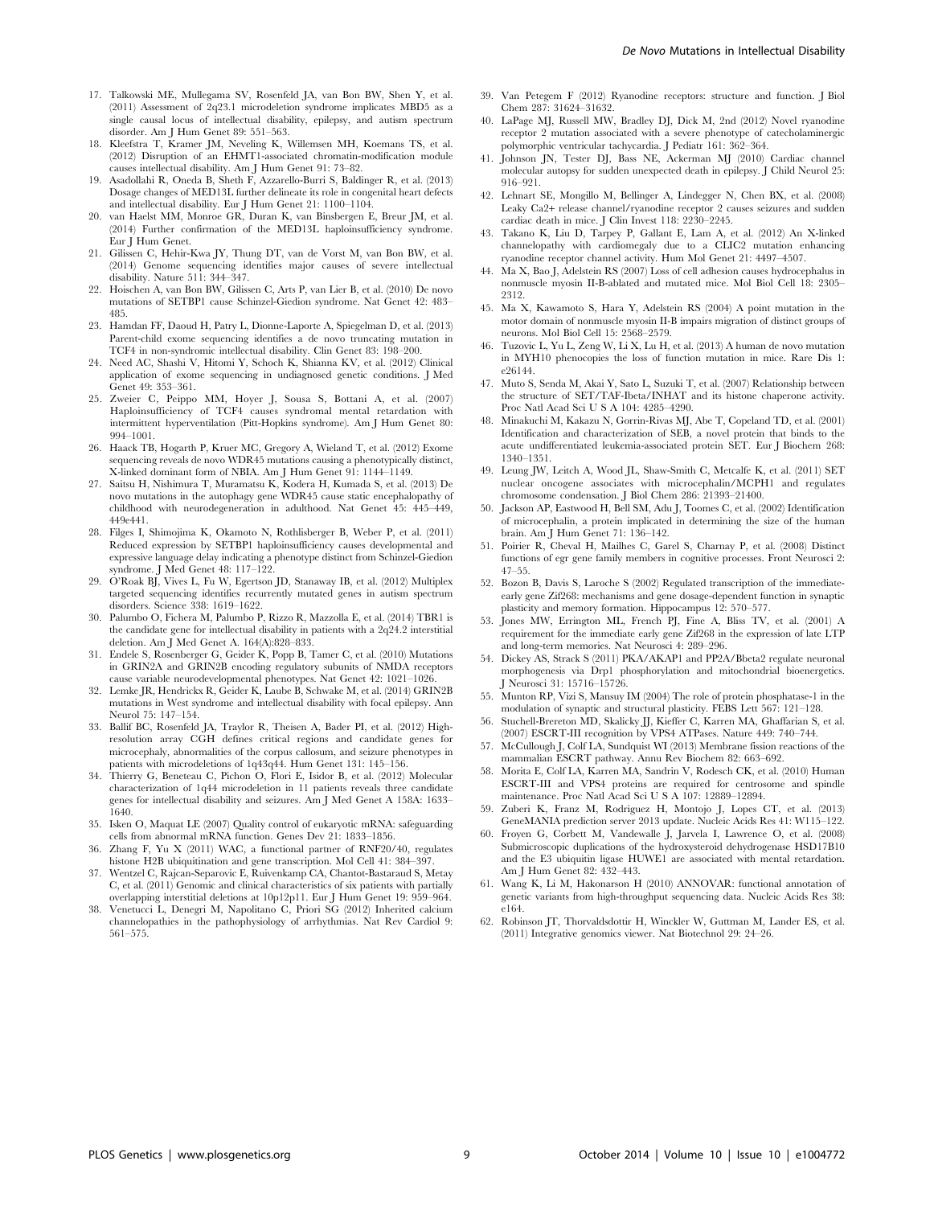17. Talkowski ME, Mullegama SV, Rosenfeld JA, van Bon BW, Shen Y, et al. (2011) Assessment of 2q23.1 microdeletion syndrome implicates MBD5 as a single causal locus of intellectual disability, epilepsy, and autism spectrum disorder. Am J Hum Genet 89: 551–563.
18. Kleefstra T, Kramer JM, Neveling K, Willemsen MH, Koemans TS, et al. (2012) Disruption of an EHMT1-associated chromatin-modification module causes intellectual disability. Am J Hum Genet 91: 73–82.
19. Asadollahi R, Oneda B, Sheth F, Azzarello-Burri S, Baldinger R, et al. (2013) Dosage changes of MED13L further delineate its role in congenital heart defects and intellectual disability. Eur J Hum Genet 21: 1100–1104.
20. van Haelst MM, Monroe GR, Duran K, van Binsbergen E, Breur JM, et al. (2014) Further confirmation of the MED13L haploinsufficiency syndrome. Eur J Hum Genet.
21. Gilissen C, Hehir-Kwa JY, Thung DT, van de Vorst M, van Bon BW, et al. (2014) Genome sequencing identifies major causes of severe intellectual disability. Nature 511: 344–347.
22. Hoischen A, van Bon BW, Gilissen C, Arts P, van Lier B, et al. (2010) De novo mutations of SETBP1 cause Schinzel-Giedion syndrome. Nat Genet 42: 483–485.
23. Hamdan FF, Daoud H, Patry L, Dionne-Laporte A, Spiegelman D, et al. (2013) Parent-child exome sequencing identifies a de novo truncating mutation in TCF4 in non-syndromic intellectual disability. Clin Genet 83: 198–200.
24. Need AC, Shashi V, Hitomi Y, Schoch K, Shianna KV, et al. (2012) Clinical application of exome sequencing in undiagnosed genetic conditions. J Med Genet 49: 353–361.
25. Zweier C, Peippo MM, Hoyer J, Sousa S, Bottani A, et al. (2007) Haploinsufficiency of TCF4 causes syndromal mental retardation with intermittent hyperventilation (Pitt-Hopkins syndrome). Am J Hum Genet 80: 994–1001.
26. Haack TB, Hogarth P, Kruer MC, Gregory A, Wieland T, et al. (2012) Exome sequencing reveals de novo WDR45 mutations causing a phenotypically distinct, X-linked dominant form of NBIA. Am J Hum Genet 91: 1144–1149.
27. Saitsu H, Nishimura T, Muramatsu K, Kodera H, Kumada S, et al. (2013) De novo mutations in the autophagy gene WDR45 cause static encephalopathy of childhood with neurodegeneration in adulthood. Nat Genet 45: 445–449, 449e441.
28. Filges I, Shimojima K, Okamoto N, Rothlisberger B, Weber P, et al. (2011) Reduced expression by SETBP1 haploinsufficiency causes developmental and expressive language delay indicating a phenotype distinct from Schinzel-Giedion syndrome. J Med Genet 48: 117–122.
29. O'Roak BJ, Vives L, Fu W, Egertson JD, Stanaway IB, et al. (2012) Multiplex targeted sequencing identifies recurrently mutated genes in autism spectrum disorders. Science 338: 1619–1622.
30. Palumbo O, Fichera M, Palumbo P, Rizzo R, Mazzolla E, et al. (2014) TBR1 is the candidate gene for intellectual disability in patients with a 2q24.2 interstitial deletion. Am J Med Genet A. 164(A):828–833.
31. Endele S, Rosenberger G, Geider K, Popp B, Tamer C, et al. (2010) Mutations in GRIN2A and GRIN2B encoding regulatory subunits of NMDA receptors cause variable neurodevelopmental phenotypes. Nat Genet 42: 1021–1026.
32. Lemke JR, Hendrickx R, Geider K, Laube B, Schwake M, et al. (2014) GRIN2B mutations in West syndrome and intellectual disability with focal epilepsy. Ann Neurol 75: 147–154.
33. Ballif BC, Rosenfeld JA, Traylor R, Theisen A, Bader PI, et al. (2012) High-resolution array CGH defines critical regions and candidate genes for microcephaly, abnormalities of the corpus callosum, and seizure phenotypes in patients with microdeletions of 1q43q44. Hum Genet 131: 145–156.
34. Thierry G, Beneteau C, Pichon O, Flori E, Isidor B, et al. (2012) Molecular characterization of 1q44 microdeletion in 11 patients reveals three candidate genes for intellectual disability and seizures. Am J Med Genet A 158A: 1633–1640.
35. Isken O, Maquat LE (2007) Quality control of eukaryotic mRNA: safeguarding cells from abnormal mRNA function. Genes Dev 21: 1833–1856.
36. Zhang F, Yu X (2011) WAC, a functional partner of RNF20/40, regulates histone H2B ubiquitination and gene transcription. Mol Cell 41: 384–397.
37. Wentzel C, Rajcan-Separovic E, Ruivenkamp CA, Chantot-Bastaraud S, Metay C, et al. (2011) Genomic and clinical characteristics of six patients with partially overlapping interstitial deletions at 10p12p11. Eur J Hum Genet 19: 959–964.
38. Venetucci L, Denegri M, Napolitano C, Priori SG (2012) Inherited calcium channelopathies in the pathophysiology of arrhythmias. Nat Rev Cardiol 9: 561–575.
39. Van Petegem F (2012) Ryanodine receptors: structure and function. J Biol Chem 287: 31624–31632.
40. LaPage MJ, Russell MW, Bradley DJ, Dick M, 2nd (2012) Novel ryanodine receptor 2 mutation associated with a severe phenotype of catecholaminergic polymorphic ventricular tachycardia. J Pediatr 161: 362–364.
41. Johnson JN, Tester DJ, Bass NE, Ackerman MJ (2010) Cardiac channel molecular autopsy for sudden unexpected death in epilepsy. J Child Neurol 25: 916–921.
42. Lehnart SE, Mongillo M, Bellinger A, Lindegger N, Chen BX, et al. (2008) Leaky Ca2+ release channel/ryanodine receptor 2 causes seizures and sudden cardiac death in mice. J Clin Invest 118: 2230–2245.
43. Takano K, Liu D, Tarpey P, Gallant E, Lam A, et al. (2012) An X-linked channelopathy with cardiomegaly due to a CLIC2 mutation enhancing ryanodine receptor channel activity. Hum Mol Genet 21: 4497–4507.
44. Ma X, Bao J, Adelstein RS (2007) Loss of cell adhesion causes hydrocephalus in nonmuscle myosin II-B-ablated and mutated mice. Mol Biol Cell 18: 2305–2312.
45. Ma X, Kawamoto S, Hara Y, Adelstein RS (2004) A point mutation in the motor domain of nonmuscle myosin II-B impairs migration of distinct groups of neurons. Mol Biol Cell 15: 2568–2579.
46. Tuzovic L, Yu L, Zeng W, Li X, Lu H, et al. (2013) A human de novo mutation in MYH10 phenocopies the loss of function mutation in mice. Rare Dis 1: e26144.
47. Muto S, Senda M, Akai Y, Sato L, Suzuki T, et al. (2007) Relationship between the structure of SET/TAF-Ibeta/INHAT and its histone chaperone activity. Proc Natl Acad Sci U S A 104: 4285–4290.
48. Minakuchi M, Kakazu N, Gorrin-Rivas MJ, Abe T, Copeland TD, et al. (2001) Identification and characterization of SEB, a novel protein that binds to the acute undifferentiated leukemia-associated protein SET. Eur J Biochem 268: 1340–1351.
49. Leung JW, Leitch A, Wood JL, Shaw-Smith C, Metcalfe K, et al. (2011) SET nuclear oncogene associates with microcephalin/MCPH1 and regulates chromosome condensation. J Biol Chem 286: 21393–21400.
50. Jackson AP, Eastwood H, Bell SM, Adu J, Toomes C, et al. (2002) Identification of microcephalin, a protein implicated in determining the size of the human brain. Am J Hum Genet 71: 136–142.
51. Poirier R, Cheval H, Mailhes C, Garel S, Charnay P, et al. (2008) Distinct functions of egr gene family members in cognitive processes. Front Neurosci 2: 47–55.
52. Bozon B, Davis S, Laroche S (2002) Regulated transcription of the immediate-early gene Zif268: mechanisms and gene dosage-dependent function in synaptic plasticity and memory formation. Hippocampus 12: 570–577.
53. Jones MW, Errington ML, French PJ, Fine A, Bliss TV, et al. (2001) A requirement for the immediate early gene Zif268 in the expression of late LTP and long-term memories. Nat Neurosci 4: 289–296.
54. Dickey AS, Strack S (2011) PKA/AKAP1 and PP2A/Bbeta2 regulate neuronal morphogenesis via Drp1 phosphorylation and mitochondrial bioenergetics. J Neurosci 31: 15716–15726.
55. Munton RP, Vizi S, Mansuy IM (2004) The role of protein phosphatase-1 in the modulation of synaptic and structural plasticity. FEBS Lett 567: 121–128.
56. Stuchell-Brereton MD, Skalicky JJ, Kieffer C, Karren MA, Ghaffarian S, et al. (2007) ESCRT-III recognition by VPS4 ATPases. Nature 449: 740–744.
57. McCullough J, Colf LA, Sundquist WI (2013) Membrane fission reactions of the mammalian ESCRT pathway. Annu Rev Biochem 82: 663–692.
58. Morita E, Colf LA, Karren MA, Sandrin V, Rodesch CK, et al. (2010) Human ESCRT-III and VPS4 proteins are required for centrosome and spindle maintenance. Proc Natl Acad Sci U S A 107: 12889–12894.
59. Zuberi K, Franz M, Rodriguez H, Montojo J, Lopes CT, et al. (2013) GeneMANIA prediction server 2013 update. Nucleic Acids Res 41: W115–122.
60. Froyen G, Corbett M, Vandewalle J, Jarvela I, Lawrence O, et al. (2008) Submicroscopic duplications of the hydroxysteroid dehydrogenase HSD17B10 and the E3 ubiquitin ligase HUWE1 are associated with mental retardation. Am J Hum Genet 82: 432–443.
61. Wang K, Li M, Hakonarson H (2010) ANNOVAR: functional annotation of genetic variants from high-throughput sequencing data. Nucleic Acids Res 38: e164.
62. Robinson JT, Thorvaldsdottir H, Winckler W, Guttman M, Lander ES, et al. (2011) Integrative genomics viewer. Nat Biotechnol 29: 24–26.